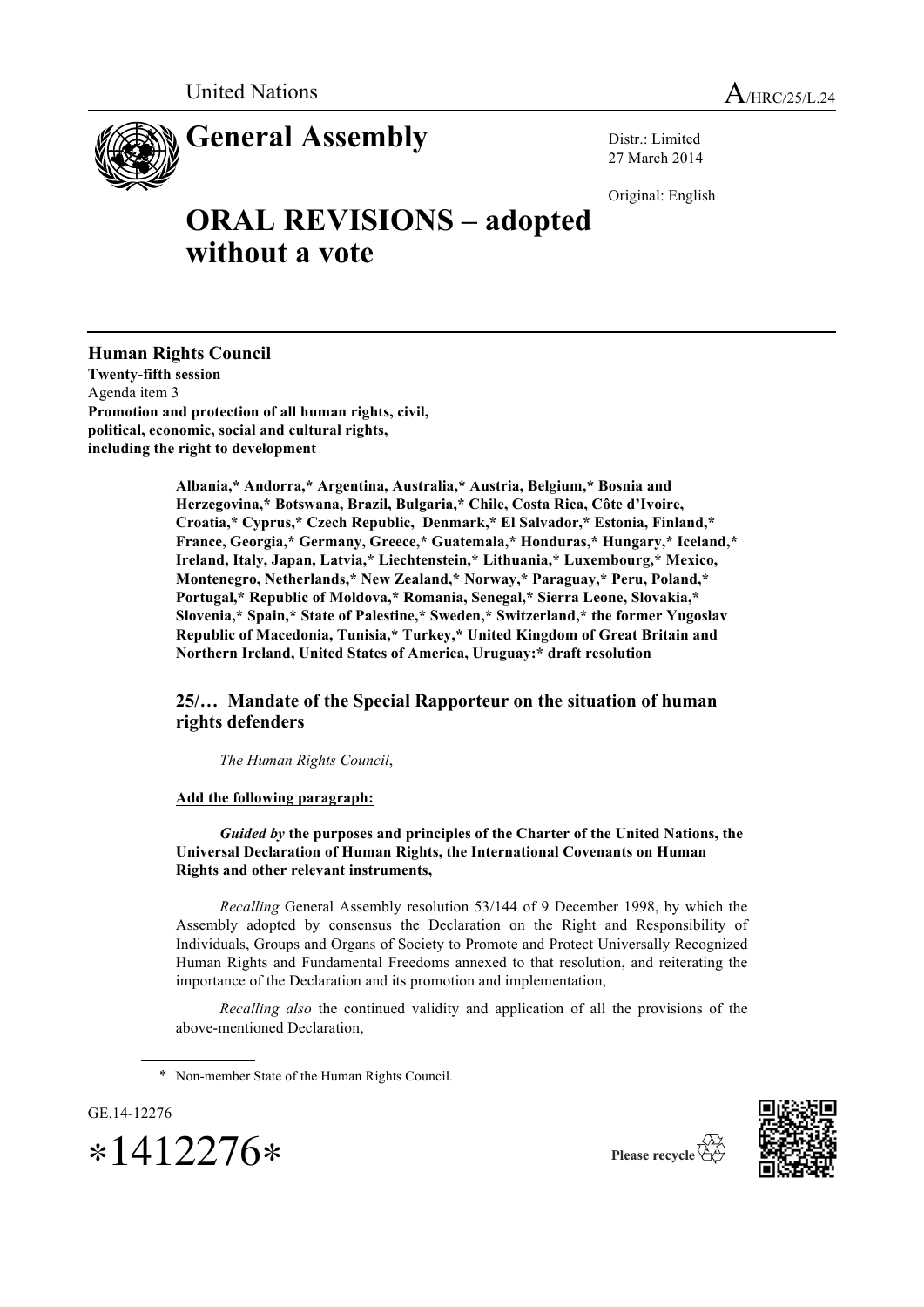United Nations A/HRC/25/L.24

# General Assembly

Distr.: Limited
27 March 2014

Original: English

# ORAL REVISIONS – adopted without a vote

**Human Rights Council**
**Twenty-fifth session**
Agenda item 3
**Promotion and protection of all human rights, civil, political, economic, social and cultural rights, including the right to development**

**Albania,* Andorra,* Argentina, Australia,* Austria, Belgium,* Bosnia and Herzegovina,* Botswana, Brazil, Bulgaria,* Chile, Costa Rica, Côte d'Ivoire, Croatia,* Cyprus,* Czech Republic, Denmark,* El Salvador,* Estonia, Finland,* France, Georgia,* Germany, Greece,* Guatemala,* Honduras,* Hungary,* Iceland,* Ireland, Italy, Japan, Latvia,* Liechtenstein,* Lithuania,* Luxembourg,* Mexico, Montenegro, Netherlands,* New Zealand,* Norway,* Paraguay,* Peru, Poland,* Portugal,* Republic of Moldova,* Romania, Senegal,* Sierra Leone, Slovakia,* Slovenia,* Spain,* State of Palestine,* Sweden,* Switzerland,* the former Yugoslav Republic of Macedonia, Tunisia,* Turkey,* United Kingdom of Great Britain and Northern Ireland, United States of America, Uruguay:* draft resolution**

## 25/… Mandate of the Special Rapporteur on the situation of human rights defenders

*The Human Rights Council*,

**Add the following paragraph:**

***Guided by* the purposes and principles of the Charter of the United Nations, the Universal Declaration of Human Rights, the International Covenants on Human Rights and other relevant instruments,**

*Recalling* General Assembly resolution 53/144 of 9 December 1998, by which the Assembly adopted by consensus the Declaration on the Right and Responsibility of Individuals, Groups and Organs of Society to Promote and Protect Universally Recognized Human Rights and Fundamental Freedoms annexed to that resolution, and reiterating the importance of the Declaration and its promotion and implementation,

*Recalling also* the continued validity and application of all the provisions of the above-mentioned Declaration,

\* Non-member State of the Human Rights Council.

GE.14-12276
*1412276*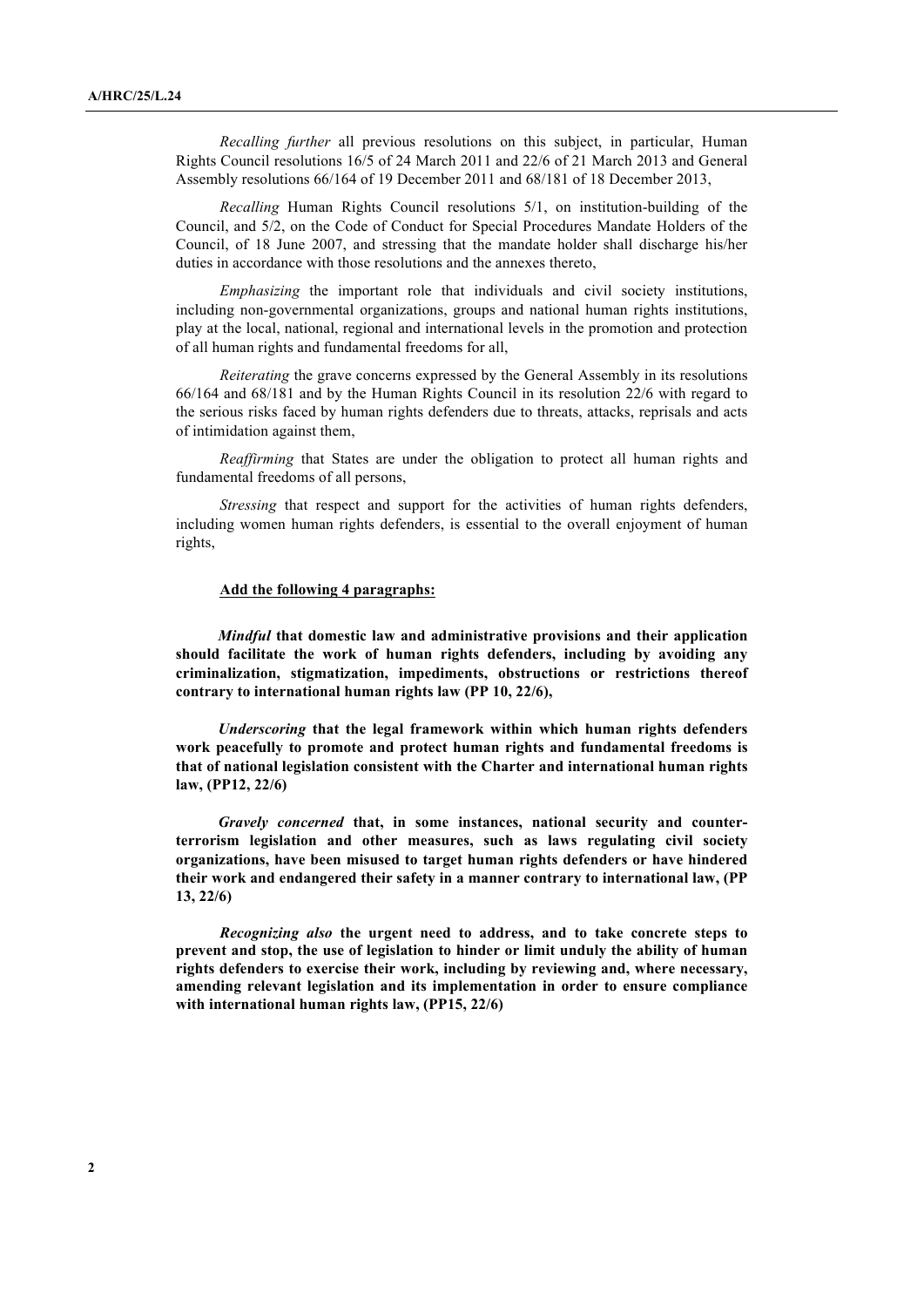*Recalling further* all previous resolutions on this subject, in particular, Human Rights Council resolutions 16/5 of 24 March 2011 and 22/6 of 21 March 2013 and General Assembly resolutions 66/164 of 19 December 2011 and 68/181 of 18 December 2013,

*Recalling* Human Rights Council resolutions 5/1, on institution-building of the Council, and 5/2, on the Code of Conduct for Special Procedures Mandate Holders of the Council, of 18 June 2007, and stressing that the mandate holder shall discharge his/her duties in accordance with those resolutions and the annexes thereto,

*Emphasizing* the important role that individuals and civil society institutions, including non-governmental organizations, groups and national human rights institutions, play at the local, national, regional and international levels in the promotion and protection of all human rights and fundamental freedoms for all,

*Reiterating* the grave concerns expressed by the General Assembly in its resolutions 66/164 and 68/181 and by the Human Rights Council in its resolution 22/6 with regard to the serious risks faced by human rights defenders due to threats, attacks, reprisals and acts of intimidation against them,

*Reaffirming* that States are under the obligation to protect all human rights and fundamental freedoms of all persons,

*Stressing* that respect and support for the activities of human rights defenders, including women human rights defenders, is essential to the overall enjoyment of human rights,

**Add the following 4 paragraphs:**

***Mindful* that domestic law and administrative provisions and their application should facilitate the work of human rights defenders, including by avoiding any criminalization, stigmatization, impediments, obstructions or restrictions thereof contrary to international human rights law (PP 10, 22/6),**

***Underscoring* that the legal framework within which human rights defenders work peacefully to promote and protect human rights and fundamental freedoms is that of national legislation consistent with the Charter and international human rights law, (PP12, 22/6)**

***Gravely concerned* that, in some instances, national security and counter-terrorism legislation and other measures, such as laws regulating civil society organizations, have been misused to target human rights defenders or have hindered their work and endangered their safety in a manner contrary to international law, (PP 13, 22/6)**

***Recognizing also* the urgent need to address, and to take concrete steps to prevent and stop, the use of legislation to hinder or limit unduly the ability of human rights defenders to exercise their work, including by reviewing and, where necessary, amending relevant legislation and its implementation in order to ensure compliance with international human rights law, (PP15, 22/6)**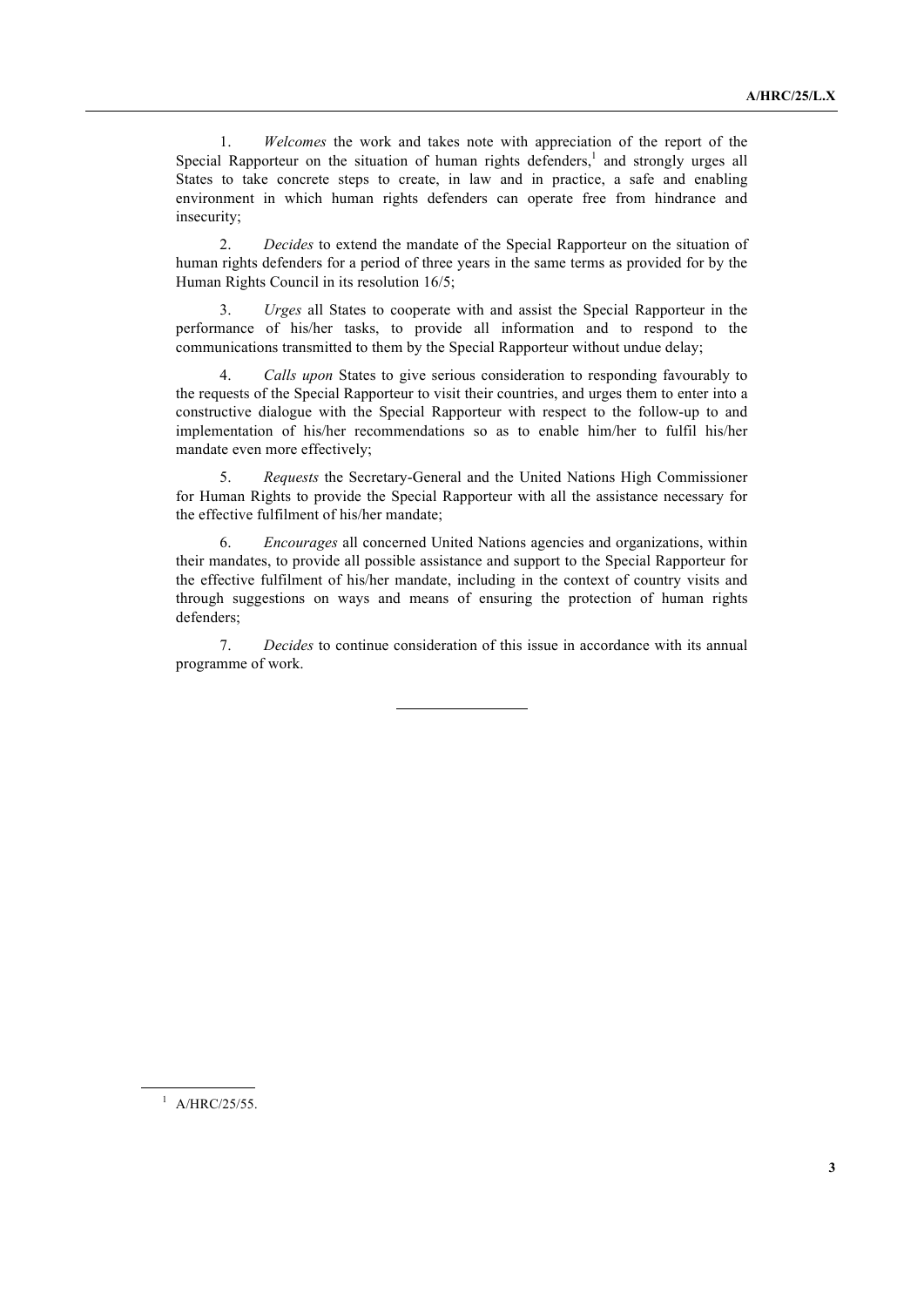1. *Welcomes* the work and takes note with appreciation of the report of the Special Rapporteur on the situation of human rights defenders,[1] and strongly urges all States to take concrete steps to create, in law and in practice, a safe and enabling environment in which human rights defenders can operate free from hindrance and insecurity;

2. *Decides* to extend the mandate of the Special Rapporteur on the situation of human rights defenders for a period of three years in the same terms as provided for by the Human Rights Council in its resolution 16/5;

3. *Urges* all States to cooperate with and assist the Special Rapporteur in the performance of his/her tasks, to provide all information and to respond to the communications transmitted to them by the Special Rapporteur without undue delay;

4. *Calls upon* States to give serious consideration to responding favourably to the requests of the Special Rapporteur to visit their countries, and urges them to enter into a constructive dialogue with the Special Rapporteur with respect to the follow-up to and implementation of his/her recommendations so as to enable him/her to fulfil his/her mandate even more effectively;

5. *Requests* the Secretary-General and the United Nations High Commissioner for Human Rights to provide the Special Rapporteur with all the assistance necessary for the effective fulfilment of his/her mandate;

6. *Encourages* all concerned United Nations agencies and organizations, within their mandates, to provide all possible assistance and support to the Special Rapporteur for the effective fulfilment of his/her mandate, including in the context of country visits and through suggestions on ways and means of ensuring the protection of human rights defenders;

7. *Decides* to continue consideration of this issue in accordance with its annual programme of work.

---

[1] A/HRC/25/55.